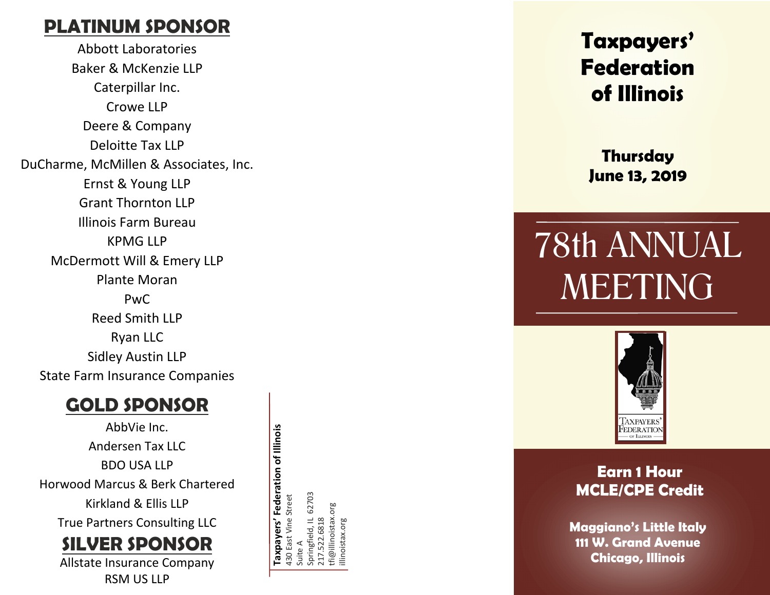## PLATINUM SPONSOR

Abbott Laboratories
Baker & McKenzie LLP
Caterpillar Inc.
Crowe LLP
Deere & Company
Deloitte Tax LLP
DuCharme, McMillen & Associates, Inc.
Ernst & Young LLP
Grant Thornton LLP
Illinois Farm Bureau
KPMG LLP
McDermott Will & Emery LLP
Plante Moran
PwC
Reed Smith LLP
Ryan LLC
Sidley Austin LLP
State Farm Insurance Companies

## GOLD SPONSOR

AbbVie Inc.
Andersen Tax LLC
BDO USA LLP
Horwood Marcus & Berk Chartered
Kirkland & Ellis LLP
True Partners Consulting LLC

## SILVER SPONSOR

Allstate Insurance Company
RSM US LLP

**Taxpayers' Federation of Illinois**
430 East Vine Street
Suite A
Springfield, IL 62703
217.522.6818
tfi@illinoistax.org
illinoistax.org

# Taxpayers' Federation of Illinois

**Thursday**
**June 13, 2019**

# 78th ANNUAL MEETING

TAXPAYERS' FEDERATION OF ILLINOIS

**Earn 1 Hour MCLE/CPE Credit**

**Maggiano's Little Italy**
**111 W. Grand Avenue**
**Chicago, Illinois**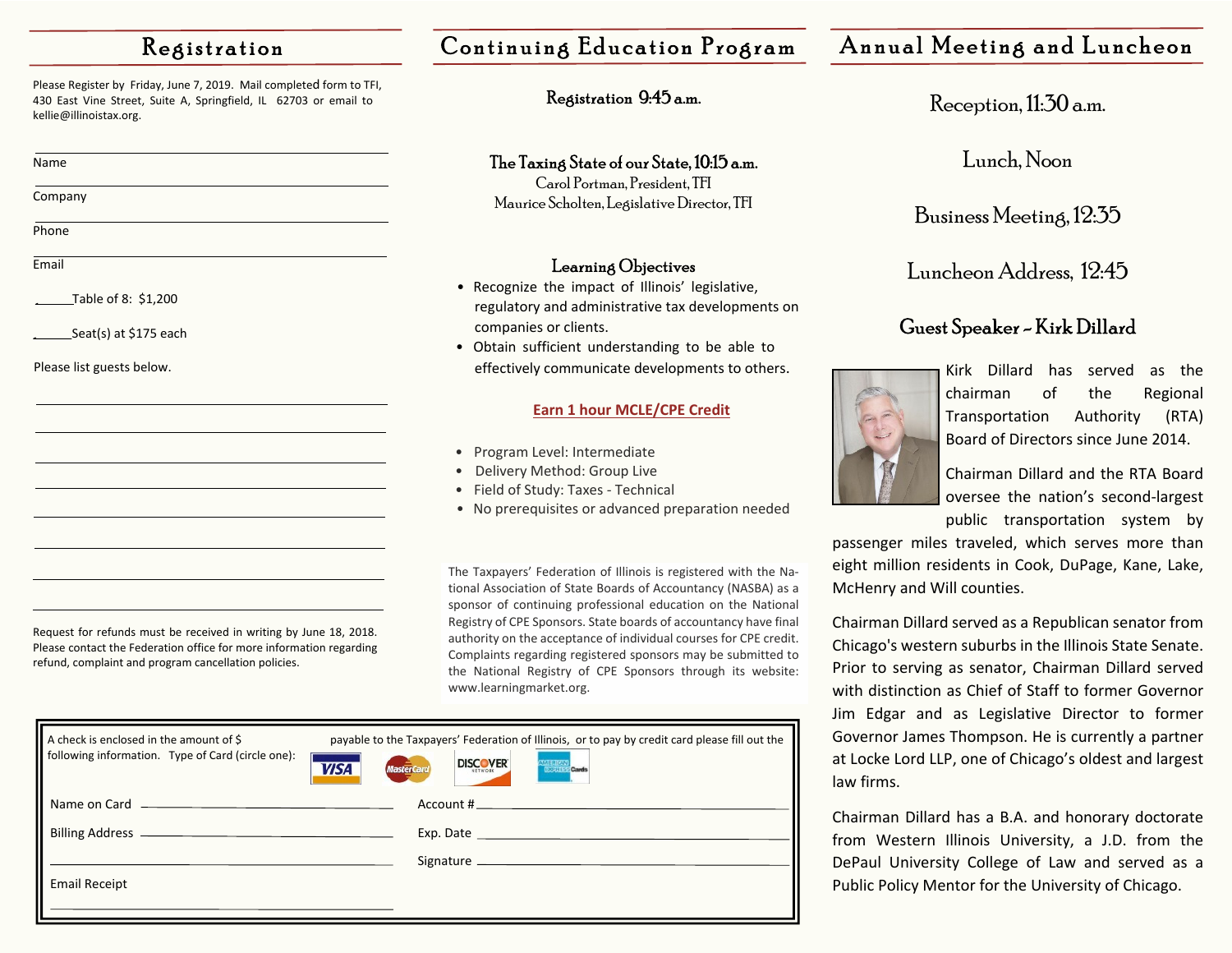## Registration

Please Register by Friday, June 7, 2019. Mail completed form to TFI, 430 East Vine Street, Suite A, Springfield, IL 62703 or email to kellie@illinoistax.org.

Name

Company

Phone

Email

\_\_\_\_\_\_Table of 8: $1,200

\_\_\_\_\_\_Seat(s) at $175 each

Please list guests below.

Request for refunds must be received in writing by June 18, 2018. Please contact the Federation office for more information regarding refund, complaint and program cancellation policies.

A check is enclosed in the amount of $ payable to the Taxpayers' Federation of Illinois, or to pay by credit card please fill out the following information. Type of Card (circle one): VISA MasterCard DISCOVER AMERICAN EXPRESS Cards

Name on Card

Billing Address

Email Receipt

Account #

Exp. Date

Signature

## Continuing Education Program

**Registration 9:45 a.m.**

**The Taxing State of our State, 10:15 a.m.**
Carol Portman, President, TFI
Maurice Scholten, Legislative Director, TFI

**Learning Objectives**

- Recognize the impact of Illinois' legislative, regulatory and administrative tax developments on companies or clients.
- Obtain sufficient understanding to be able to effectively communicate developments to others.

**Earn 1 hour MCLE/CPE Credit**

- Program Level: Intermediate
- Delivery Method: Group Live
- Field of Study: Taxes - Technical
- No prerequisites or advanced preparation needed

The Taxpayers' Federation of Illinois is registered with the National Association of State Boards of Accountancy (NASBA) as a sponsor of continuing professional education on the National Registry of CPE Sponsors. State boards of accountancy have final authority on the acceptance of individual courses for CPE credit. Complaints regarding registered sponsors may be submitted to the National Registry of CPE Sponsors through its website: www.learningmarket.org.

## Annual Meeting and Luncheon

Reception, 11:30 a.m.

Lunch, Noon

Business Meeting, 12:35

Luncheon Address, 12:45

### Guest Speaker - Kirk Dillard

Kirk Dillard has served as the chairman of the Regional Transportation Authority (RTA) Board of Directors since June 2014.

Chairman Dillard and the RTA Board oversee the nation's second-largest public transportation system by passenger miles traveled, which serves more than eight million residents in Cook, DuPage, Kane, Lake, McHenry and Will counties.

Chairman Dillard served as a Republican senator from Chicago's western suburbs in the Illinois State Senate. Prior to serving as senator, Chairman Dillard served with distinction as Chief of Staff to former Governor Jim Edgar and as Legislative Director to former Governor James Thompson. He is currently a partner at Locke Lord LLP, one of Chicago's oldest and largest law firms.

Chairman Dillard has a B.A. and honorary doctorate from Western Illinois University, a J.D. from the DePaul University College of Law and served as a Public Policy Mentor for the University of Chicago.